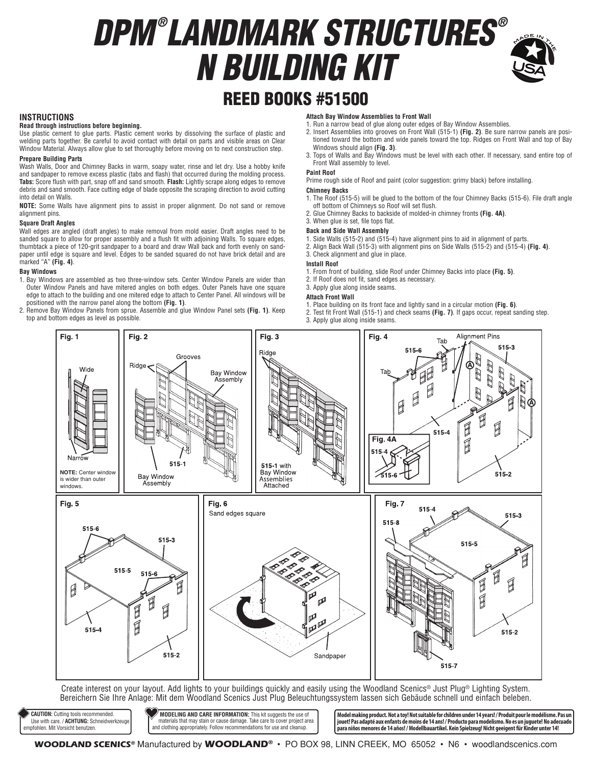# DPM® LANDMARK STRUCTURES® N BUILDING KIT

## REED BOOKS #51500

### INSTRUCTIONS

**Read through instructions before beginning.**

Use plastic cement to glue parts. Plastic cement works by dissolving the surface of plastic and welding parts together. Be careful to avoid contact with detail on parts and visible areas on Clear Window Material. Always allow glue to set thoroughly before moving on to next construction step.

**Prepare Building Parts**

Wash Walls, Door and Chimney Backs in warm, soapy water, rinse and let dry. Use a hobby knife and sandpaper to remove excess plastic (tabs and flash) that occurred during the molding process. **Tabs:** Score flush with part, snap off and sand smooth. **Flash:** Lightly scrape along edges to remove debris and sand smooth. Face cutting edge of blade opposite the scraping direction to avoid cutting into detail on Walls.

**NOTE:** Some Walls have alignment pins to assist in proper alignment. Do not sand or remove alignment pins.

**Square Draft Angles**

Wall edges are angled (draft angles) to make removal from mold easier. Draft angles need to be sanded square to allow for proper assembly and a flush fit with adjoining Walls. To square edges, thumbtack a piece of 120-grit sandpaper to a board and draw Wall back and forth evenly on sandpaper until edge is square and level. Edges to be sanded squared do not have brick detail and are marked "A" **(Fig. 4)**.

**Bay Windows**

1. Bay Windows are assembled as two three-window sets. Center Window Panels are wider than Outer Window Panels and have mitered angles on both edges. Outer Panels have one square edge to attach to the building and one mitered edge to attach to Center Panel. All windows will be positioned with the narrow panel along the bottom **(Fig. 1)**.
2. Remove Bay Window Panels from sprue. Assemble and glue Window Panel sets **(Fig. 1)**. Keep top and bottom edges as level as possible.

**Attach Bay Window Assemblies to Front Wall**

1. Run a narrow bead of glue along outer edges of Bay Window Assemblies.
2. Insert Assemblies into grooves on Front Wall (515-1) **(Fig. 2)**. Be sure narrow panels are positioned toward the bottom and wide panels toward the top. Ridges on Front Wall and top of Bay Windows should align **(Fig. 3)**.
3. Tops of Walls and Bay Windows must be level with each other. If necessary, sand entire top of Front Wall assembly to level.

**Paint Roof**

Prime rough side of Roof and paint (color suggestion: grimy black) before installing.

**Chimney Backs**

1. The Roof (515-5) will be glued to the bottom of the four Chimney Backs (515-6). File draft angle off bottom of Chimneys so Roof will set flush.
2. Glue Chimney Backs to backside of molded-in chimney fronts **(Fig. 4A)**.
3. When glue is set, file tops flat.

**Back and Side Wall Assembly**

1. Side Walls (515-2) and (515-4) have alignment pins to aid in alignment of parts.
2. Align Back Wall (515-3) with alignment pins on Side Walls (515-2) and (515-4) **(Fig. 4)**.
3. Check alignment and glue in place.

**Install Roof**

1. From front of building, slide Roof under Chimney Backs into place **(Fig. 5)**.
2. If Roof does not fit, sand edges as necessary.
3. Apply glue along inside seams.

**Attach Front Wall**

1. Place building on its front face and lightly sand in a circular motion **(Fig. 6)**.
2. Test fit Front Wall (515-1) and check seams **(Fig. 7)**. If gaps occur, repeat sanding step.
3. Apply glue along inside seams.

Fig. 1 — Wide; Narrow. NOTE: Center window is wider than outer windows.

Fig. 2 — Ridge; Grooves; Bay Window Assembly; 515-1; Bay Window Assembly

Fig. 3 — Ridge; 515-1 with Bay Window Assemblies Attached

Fig. 4 — Tab; Alignment Pins; 515-6; 515-3; Tab; A; A; 515-4; 515-2

Fig. 4A — 515-4; 515-6

Fig. 5 — 515-6; 515-3; 515-5; 515-6; 515-4; 515-2

Fig. 6 — Sand edges square; Sandpaper

Fig. 7 — 515-4; 515-3; 515-8; 515-5; 515-2; 515-7

Create interest on your layout. Add lights to your buildings quickly and easily using the Woodland Scenics® Just Plug® Lighting System.
Bereichern Sie Ihre Anlage: Mit dem Woodland Scenics Just Plug Beleuchtungssystem lassen sich Gebäude schnell und einfach beleben.

**CAUTION:** Cutting tools recommended. Use with care. / **ACHTUNG:** Schneidwerkzeuge empfohlen. Mit Vorsicht benutzen.

**MODELING AND CARE INFORMATION:** This kit suggests the use of materials that may stain or cause damage. Take care to cover project area and clothing appropriately. Follow recommendations for use and cleanup.

**Model making product. Not a toy! Not suitable for children under 14 years! / Produit pour le modélisme. Pas un jouet! Pas adapté aux enfants de moins de 14 ans! / Producto para modelismo. No es un juguete! No adecuado para niños menores de 14 años! / Modellbauartikel. Kein Spielzeug! Nicht geeignet für Kinder unter 14!**

**WOODLAND SCENICS®** Manufactured by **WOODLAND®** • PO BOX 98, LINN CREEK, MO 65052 • N6 • woodlandscenics.com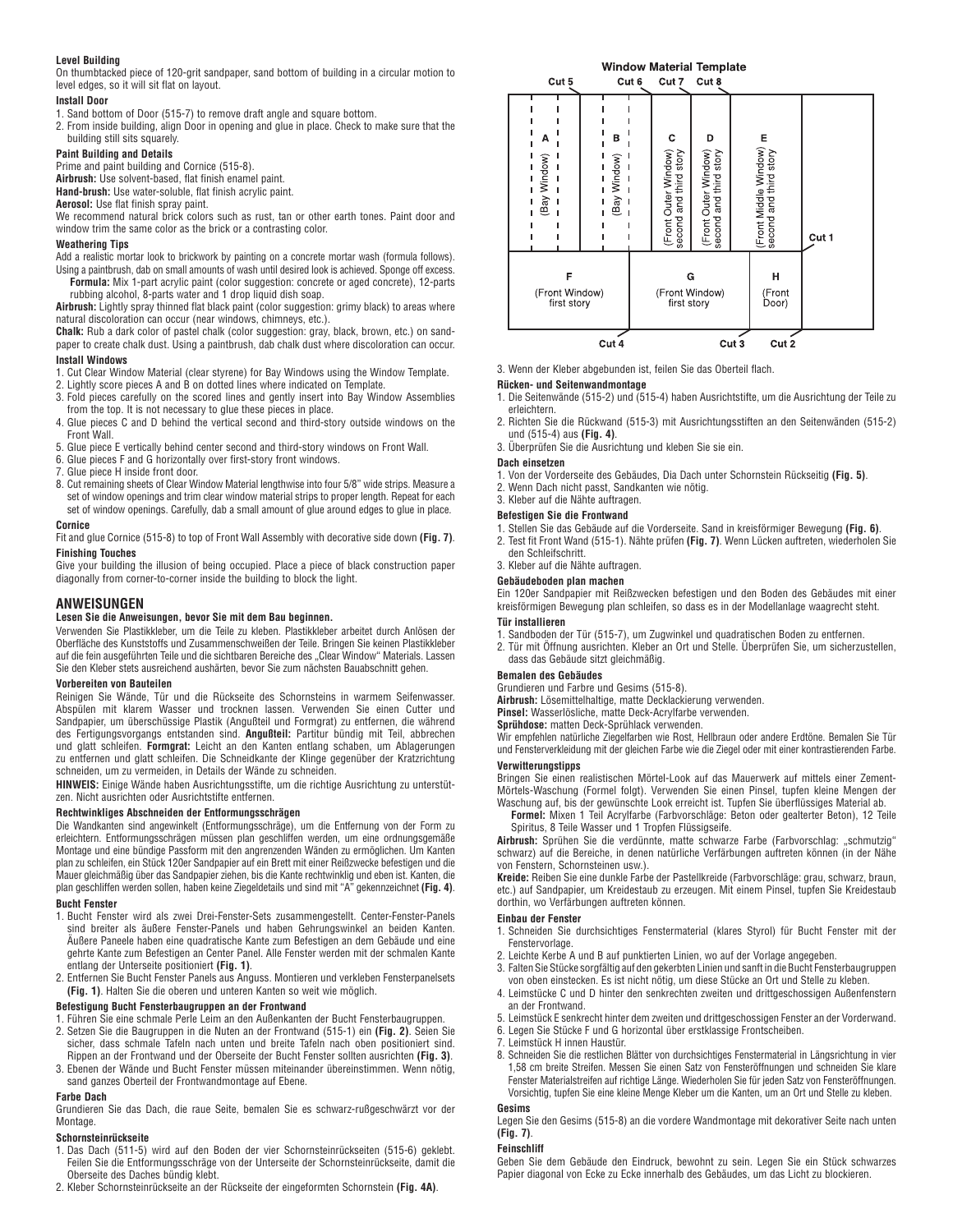**Level Building**

On thumbtacked piece of 120-grit sandpaper, sand bottom of building in a circular motion to level edges, so it will sit flat on layout.

**Install Door**

1. Sand bottom of Door (515-7) to remove draft angle and square bottom.
2. From inside building, align Door in opening and glue in place. Check to make sure that the building still sits squarely.

**Paint Building and Details**

Prime and paint building and Cornice (515-8).

**Airbrush:** Use solvent-based, flat finish enamel paint.

**Hand-brush:** Use water-soluble, flat finish acrylic paint.

**Aerosol:** Use flat finish spray paint.

We recommend natural brick colors such as rust, tan or other earth tones. Paint door and window trim the same color as the brick or a contrasting color.

**Weathering Tips**

Add a realistic mortar look to brickwork by painting on a concrete mortar wash (formula follows). Using a paintbrush, dab on small amounts of wash until desired look is achieved. Sponge off excess.

**Formula:** Mix 1-part acrylic paint (color suggestion: concrete or aged concrete), 12-parts rubbing alcohol, 8-parts water and 1 drop liquid dish soap.

**Airbrush:** Lightly spray thinned flat black paint (color suggestion: grimy black) to areas where natural discoloration can occur (near windows, chimneys, etc.).

**Chalk:** Rub a dark color of pastel chalk (color suggestion: gray, black, brown, etc.) on sandpaper to create chalk dust. Using a paintbrush, dab chalk dust where discoloration can occur.

**Install Windows**

1. Cut Clear Window Material (clear styrene) for Bay Windows using the Window Template.
2. Lightly score pieces A and B on dotted lines where indicated on Template.
3. Fold pieces carefully on the scored lines and gently insert into Bay Window Assemblies from the top. It is not necessary to glue these pieces in place.
4. Glue pieces C and D behind the vertical second and third-story outside windows on the Front Wall.
5. Glue piece E vertically behind center second and third-story windows on Front Wall.
6. Glue pieces F and G horizontally over first-story front windows.
7. Glue piece H inside front door.
8. Cut remaining sheets of Clear Window Material lengthwise into four 5/8" wide strips. Measure a set of window openings and trim clear window material strips to proper length. Repeat for each set of window openings. Carefully, dab a small amount of glue around edges to glue in place.

**Cornice**

Fit and glue Cornice (515-8) to top of Front Wall Assembly with decorative side down **(Fig. 7)**.

**Finishing Touches**

Give your building the illusion of being occupied. Place a piece of black construction paper diagonally from corner-to-corner inside the building to block the light.

## ANWEISUNGEN

**Lesen Sie die Anweisungen, bevor Sie mit dem Bau beginnen.**

Verwenden Sie Plastikkleber, um die Teile zu kleben. Plastikkleber arbeitet durch Anlösen der Oberfläche des Kunststoffs und Zusammenschweißen der Teile. Bringen Sie keinen Plastikkleber auf die fein ausgeführten Teile und die sichtbaren Bereiche des „Clear Window" Materials. Lassen Sie den Kleber stets ausreichend aushärten, bevor Sie zum nächsten Bauabschnitt gehen.

**Vorbereiten von Bauteilen**

Reinigen Sie Wände, Tür und die Rückseite des Schornsteins in warmem Seifenwasser. Abspülen mit klarem Wasser und trocknen lassen. Verwenden Sie einen Cutter und Sandpapier, um überschüssige Plastik (Angußteil und Formgrat) zu entfernen, die während des Fertigungsvorgangs entstanden sind. **Angußteil:** Partitur bündig mit Teil, abbrechen und glatt schleifen. **Formgrat:** Leicht an den Kanten entlang schaben, um Ablagerungen zu entfernen und glatt schleifen. Die Schneidkante der Klinge gegenüber der Kratzrichtung schneiden, um zu vermeiden, in Details der Wände zu schneiden.

**HINWEIS:** Einige Wände haben Ausrichtungsstifte, um die richtige Ausrichtung zu unterstützen. Nicht ausrichten oder Ausrichtstifte entfernen.

**Rechtwinkliges Abschneiden der Entformungsschrägen**

Die Wandkanten sind angewinkelt (Entformungsschräge), um die Entfernung von der Form zu erleichtern. Entformungsschrägen müssen plan geschliffen werden, um eine ordnungsgemäße Montage und eine bündige Passform mit den angrenzenden Wänden zu ermöglichen. Um Kanten plan zu schleifen, ein Stück 120er Sandpapier auf ein Brett mit einer Reißzwecke befestigen und die Mauer gleichmäßig über das Sandpapier ziehen, bis die Kante rechtwinklig und eben ist. Kanten, die plan geschliffen werden sollen, haben keine Ziegeldetails und sind mit "A" gekennzeichnet **(Fig. 4)**.

**Bucht Fenster**

1. Bucht Fenster wird als zwei Drei-Fenster-Sets zusammengestellt. Center-Fenster-Panels sind breiter als äußere Fenster-Panels und haben Gehrungswinkel an beiden Kanten. Äußere Paneele haben eine quadratische Kante zum Befestigen an dem Gebäude und eine gehrte Kante zum Befestigen an Center Panel. Alle Fenster werden mit der schmalen Kante entlang der Unterseite positioniert **(Fig. 1)**.
2. Entfernen Sie Bucht Fenster Panels aus Anguss. Montieren und verkleben Fensterpanelsets **(Fig. 1)**. Halten Sie die oberen und unteren Kanten so weit wie möglich.

**Befestigung Bucht Fensterbaugruppen an der Frontwand**

1. Führen Sie eine schmale Perle Leim an den Außenkanten der Bucht Fensterbaugruppen.
2. Setzen Sie die Baugruppen in die Nuten an der Frontwand (515-1) ein **(Fig. 2)**. Seien Sie sicher, dass schmale Tafeln nach unten und breite Tafeln nach oben positioniert sind. Rippen an der Frontwand und der Oberseite der Bucht Fenster sollten ausrichten **(Fig. 3)**.
3. Ebenen der Wände und Bucht Fenster müssen miteinander übereinstimmen. Wenn nötig, sand ganzes Oberteil der Frontwandmontage auf Ebene.

**Farbe Dach**

Grundieren Sie das Dach, die raue Seite, bemalen Sie es schwarz-rußgeschwärzt vor der Montage.

**Schornsteinrückseite**

1. Das Dach (511-5) wird auf den Boden der vier Schornsteinrückseiten (515-6) geklebt. Feilen Sie die Entformungsschräge von der Unterseite der Schornsteinrückseite, damit die Oberseite des Daches bündig klebt.
2. Kleber Schornsteinrückseite an der Rückseite der eingeformten Schornstein **(Fig. 4A)**.

**Window Material Template**

Cut 5 Cut 6 Cut 7 Cut 8

A (Bay Window)
B (Bay Window)
C (Front Outer Window) second and third story
D (Front Outer Window) second and third story
E (Front Middle Window) second and third story
Cut 1
F (Front Window) first story
G (Front Window) first story
H (Front Door)

Cut 4 Cut 3 Cut 2

3. Wenn der Kleber abgebunden ist, feilen Sie das Oberteil flach.

**Rücken- und Seitenwandmontage**

1. Die Seitenwände (515-2) und (515-4) haben Ausrichtstifte, um die Ausrichtung der Teile zu erleichtern.
2. Richten Sie die Rückwand (515-3) mit Ausrichtungsstiften an den Seitenwänden (515-2) und (515-4) aus **(Fig. 4)**.
3. Überprüfen Sie die Ausrichtung und kleben Sie sie ein.

**Dach einsetzen**

1. Von der Vorderseite des Gebäudes, Dia Dach unter Schornstein Rückseitig **(Fig. 5)**.
2. Wenn Dach nicht passt, Sandkanten wie nötig.
3. Kleber auf die Nähte auftragen.

**Befestigen Sie die Frontwand**

1. Stellen Sie das Gebäude auf die Vorderseite. Sand in kreisförmiger Bewegung **(Fig. 6)**.
2. Test fit Front Wand (515-1). Nähte prüfen **(Fig. 7)**. Wenn Lücken auftreten, wiederholen Sie den Schleifschritt.
3. Kleber auf die Nähte auftragen.

**Gebäudeboden plan machen**

Ein 120er Sandpapier mit Reißzwecken befestigen und den Boden des Gebäudes mit einer kreisförmigen Bewegung plan schleifen, so dass es in der Modellanlage waagrecht steht.

**Tür installieren**

1. Sandboden der Tür (515-7), um Zugwinkel und quadratischen Boden zu entfernen.
2. Tür mit Öffnung ausrichten. Kleber an Ort und Stelle. Überprüfen Sie, um sicherzustellen, dass das Gebäude sitzt gleichmäßig.

**Bemalen des Gebäudes**

Grundieren und Farbre und Gesims (515-8).

**Airbrush:** Lösemittelhaltige, matte Decklackierung verwenden.

**Pinsel:** Wasserlösliche, matte Deck-Acrylfarbe verwenden.

**Sprühdose:** matten Deck-Sprühlack verwenden.

Wir empfehlen natürliche Ziegelfarben wie Rost, Hellbraun oder andere Erdtöne. Bemalen Sie Tür und Fensterverkleidung mit der gleichen Farbe wie die Ziegel oder mit einer kontrastierenden Farbe.

**Verwitterungstipps**

Bringen Sie einen realistischen Mörtel-Look auf das Mauerwerk auf mittels einer Zement-Mörtels-Waschung (Formel folgt). Verwenden Sie einen Pinsel, tupfen kleine Mengen der Waschung auf, bis der gewünschte Look erreicht ist. Tupfen Sie überflüssiges Material ab.

**Formel:** Mixen 1 Teil Acrylfarbe (Farbvorschläge: Beton oder gealterter Beton), 12 Teile Spiritus, 8 Teile Wasser und 1 Tropfen Flüssigseife.

**Airbrush:** Sprühen Sie die verdünnte, matte schwarze Farbe (Farbvorschlag: „schmutzig" schwarz) auf die Bereiche, in denen natürliche Verfärbungen auftreten können (in der Nähe von Fenstern, Schornsteinen usw.).

**Kreide:** Reiben Sie eine dunkle Farbe der Pastellkreide (Farbvorschläge: grau, schwarz, braun, etc.) auf Sandpapier, um Kreidestaub zu erzeugen. Mit einem Pinsel, tupfen Sie Kreidestaub dorthin, wo Verfärbungen auftreten können.

**Einbau der Fenster**

1. Schneiden Sie durchsichtiges Fenstermaterial (klares Styrol) für Bucht Fenster mit der Fenstervorlage.
2. Leichte Kerbe A und B auf punktierten Linien, wo auf der Vorlage angegeben.
3. Falten Sie Stücke sorgfältig auf den gekerbten Linien und sanft in die Bucht Fensterbaugruppen von oben einstecken. Es ist nicht nötig, um diese Stücke an Ort und Stelle zu kleben.
4. Leimstücke C und D hinter den senkrechten zweiten und drittgeschossigen Außenfenstern an der Frontwand.
5. Leimstück E senkrecht hinter dem zweiten und drittgeschossigen Fenster an der Vorderwand.
6. Legen Sie Stücke F und G horizontal über erstklassige Frontscheiben.
7. Leimstück H innen Haustür.
8. Schneiden Sie die restlichen Blätter von durchsichtiges Fenstermaterial in Längsrichtung in vier 1,58 cm breite Streifen. Messen Sie einen Satz von Fensteröffnungen und schneiden Sie klare Fenster Materialstreifen auf richtige Länge. Wiederholen Sie für jeden Satz von Fensteröffnungen. Vorsichtig, tupfen Sie eine kleine Menge Kleber um die Kanten, um an Ort und Stelle zu kleben.

**Gesims**

Legen Sie den Gesims (515-8) an die vordere Wandmontage mit dekorativer Seite nach unten **(Fig. 7)**.

**Feinschliff**

Geben Sie dem Gebäude den Eindruck, bewohnt zu sein. Legen Sie ein Stück schwarzes Papier diagonal von Ecke zu Ecke innerhalb des Gebäudes, um das Licht zu blockieren.